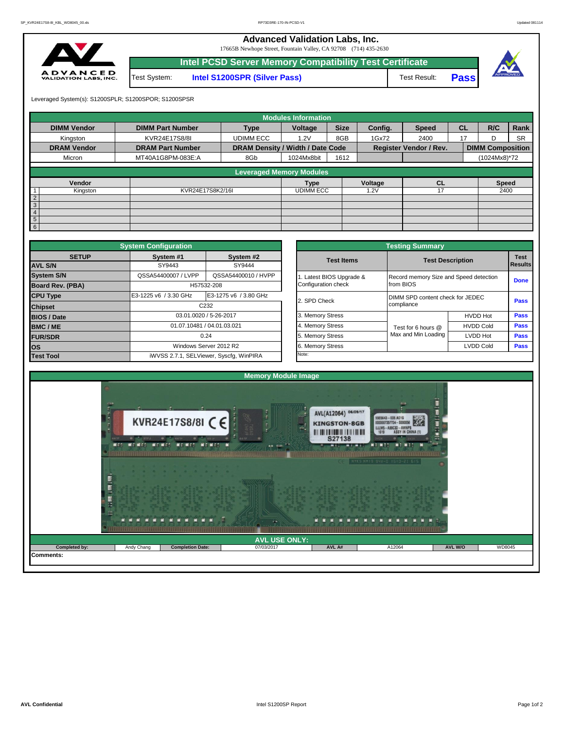# Advanced Validation Labs, Inc.

17665B Newhope Street, Fountain Valley, CA 92708 (714) 435-2630

## Intel PCSD Server Memory Compatibility Test Certificate

| Test System: | Intel S1200SPR (Silver Pass) | Test Result: | Pass |
|---|---|---|---|

Leveraged System(s): S1200SPLR; S1200SPOR; S1200SPSR

### Modules Information

| DIMM Vendor | DIMM Part Number | Type | Voltage | Size | Config. | Speed | CL | R/C | Rank |
|---|---|---|---|---|---|---|---|---|---|
| Kingston | KVR24E17S8/8I | UDIMM ECC | 1.2V | 8GB | 1Gx72 | 2400 | 17 | D | SR |
| **DRAM Vendor** | **DRAM Part Number** | **DRAM Density / Width / Date Code** | | | **Register Vendor / Rev.** | | | **DIMM Composition** | |
| Micron | MT40A1G8PM-083E:A | 8Gb | 1024Mx8bit | 1612 | | | | (1024Mx8)*72 | |

### Leveraged Memory Modules

| | Vendor | | Type | Voltage | CL | Speed |
|---|---|---|---|---|---|---|
| 1 | Kingston | KVR24E17S8K2/16I | UDIMM ECC | 1.2V | 17 | 2400 |
| 2 | | | | | | |
| 3 | | | | | | |
| 4 | | | | | | |
| 5 | | | | | | |
| 6 | | | | | | |

### System Configuration

| SETUP | System #1 | System #2 |
|---|---|---|
| AVL S/N | SY9443 | SY9444 |
| System S/N | QSSA54400007 / LVPP | QSSA54400010 / HVPP |
| Board Rev. (PBA) | H57532-208 | |
| CPU Type | E3-1225 v6 / 3.30 GHz | E3-1275 v6 / 3.80 GHz |
| Chipset | C232 | |
| BIOS / Date | 03.01.0020 / 5-26-2017 | |
| BMC / ME | 01.07.10481 / 04.01.03.021 | |
| FUR/SDR | 0.24 | |
| OS | Windows Server 2012 R2 | |
| Test Tool | iWVSS 2.7.1, SELViewer, Syscfg, WinPIRA | |

### Testing Summary

| Test Items | Test Description | | Test Results |
|---|---|---|---|
| 1. Latest BIOS Upgrade & Configuration check | Record memory Size and Speed detection from BIOS | | Done |
| 2. SPD Check | DIMM SPD content check for JEDEC compliance | | Pass |
| 3. Memory Stress | Test for 6 hours @ Max and Min Loading | HVDD Hot | Pass |
| 4. Memory Stress | | HVDD Cold | Pass |
| 5. Memory Stress | | LVDD Hot | Pass |
| 6. Memory Stress | | LVDD Cold | Pass |
| Note: | | | |

### Memory Module Image

### AVL USE ONLY:

| Completed by: | Andy Chang | Completion Date: | 07/03/2017 | AVL A# | A12064 | AVL W/O | WD8045 |
|---|---|---|---|---|---|---|---|

**Comments:**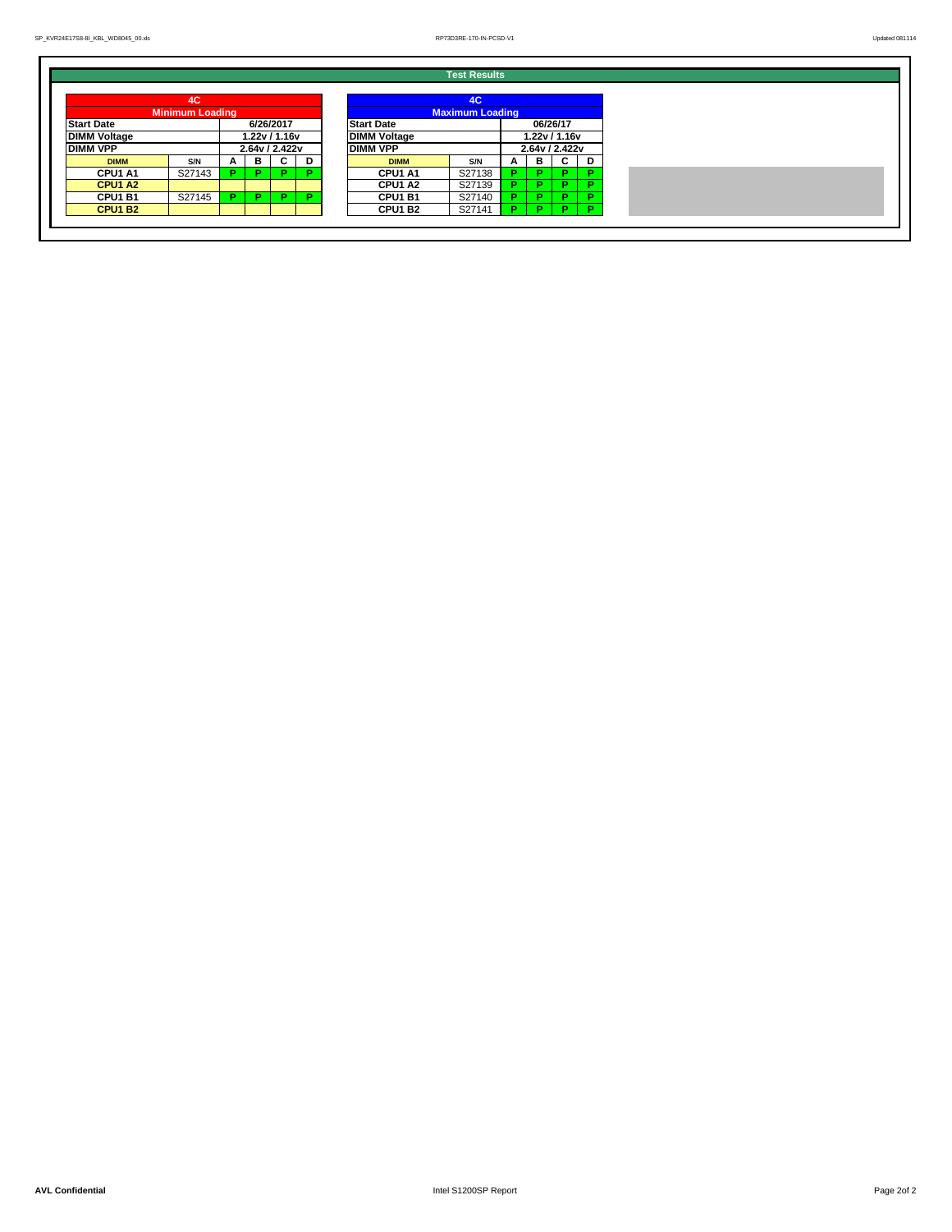## Test Results

| 4C Minimum Loading | | | | | |
|---|---|---|---|---|---|
| **Start Date** | | 6/26/2017 | | | |
| **DIMM Voltage** | | 1.22v / 1.16v | | | |
| **DIMM VPP** | | 2.64v / 2.422v | | | |
| **DIMM** | **S/N** | **A** | **B** | **C** | **D** |
| **CPU1 A1** | S27143 | P | P | P | P |
| **CPU1 A2** | | | | | |
| **CPU1 B1** | S27145 | P | P | P | P |
| **CPU1 B2** | | | | | |

| 4C Maximum Loading | | | | | |
|---|---|---|---|---|---|
| **Start Date** | | 06/26/17 | | | |
| **DIMM Voltage** | | 1.22v / 1.16v | | | |
| **DIMM VPP** | | 2.64v / 2.422v | | | |
| **DIMM** | **S/N** | **A** | **B** | **C** | **D** |
| **CPU1 A1** | S27138 | P | P | P | P |
| **CPU1 A2** | S27139 | P | P | P | P |
| **CPU1 B1** | S27140 | P | P | P | P |
| **CPU1 B2** | S27141 | P | P | P | P |